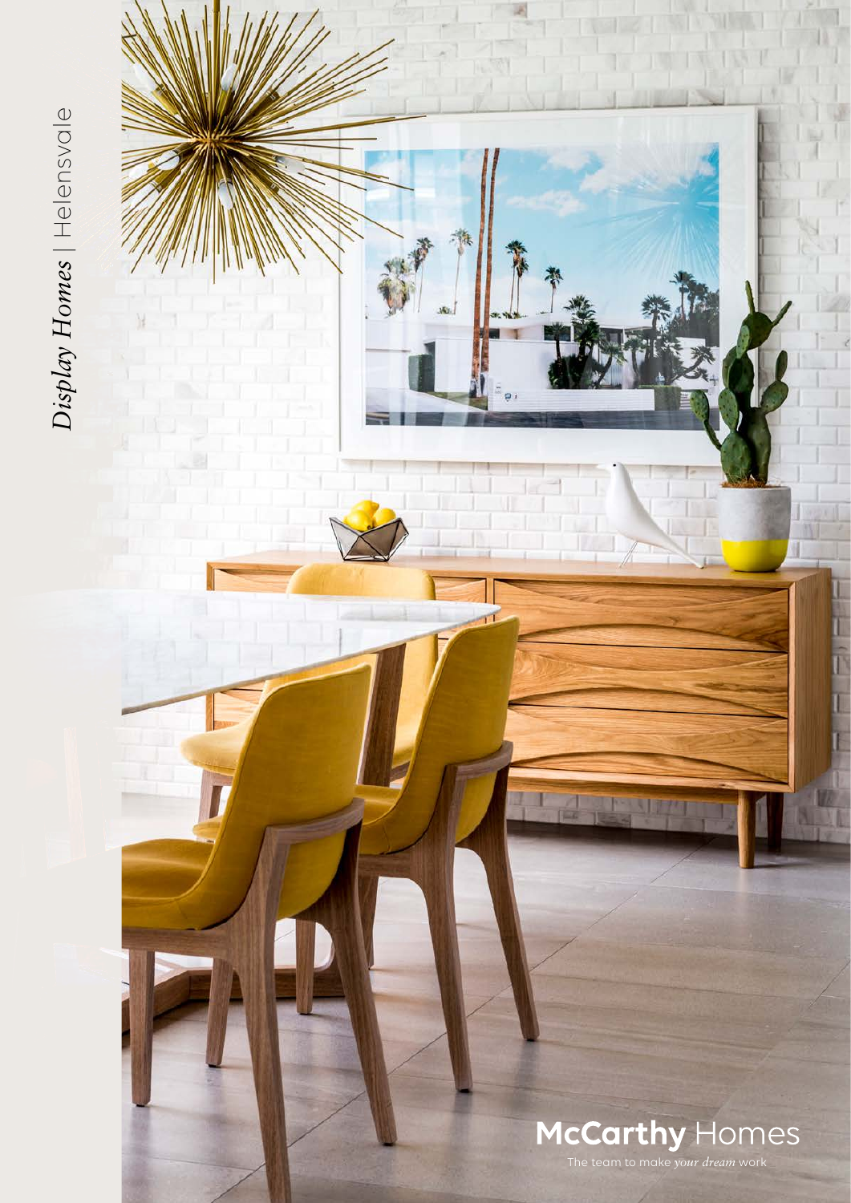*Display Homes* | Helensvale

**McCarthy** Homes

The team to make *your dream* work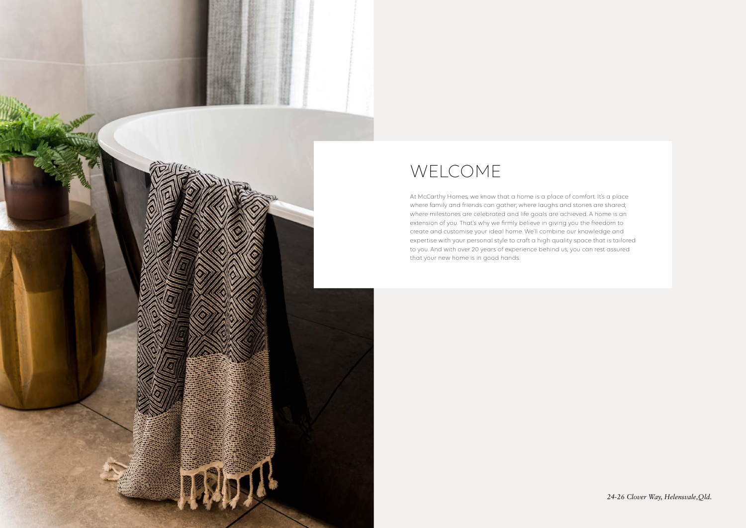# WELCOME

At McCarthy Homes, we know that a home is a place of comfort. It's a place where family and friends can gather; where laughs and stories are shared; where milestones are celebrated and life goals are achieved. A home is an extension of you. That's why we firmly believe in giving you the freedom to create and customise your ideal home. We'll combine our knowledge and expertise with your personal style to craft a high quality space that is tailored to you. And with over 20 years of experience behind us, you can rest assured that your new home is in good hands.

*24-26 Clover Way, Helensvale,Qld.*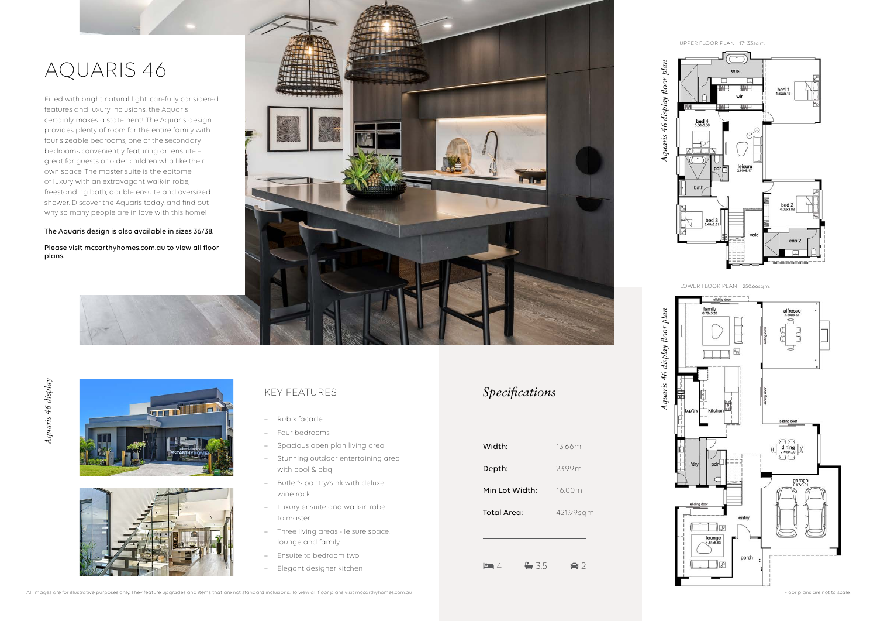# AQUARIS 46

Filled with bright natural light, carefully considered features and luxury inclusions, the Aquaris certainly makes a statement! The Aquaris design provides plenty of room for the entire family with four sizeable bedrooms, one of the secondary bedrooms conveniently featuring an ensuite – great for guests or older children who like their own space. The master suite is the epitome of luxury with an extravagant walk-in robe, freestanding bath, double ensuite and oversized shower. Discover the Aquaris today, and find out why so many people are in love with this home!

The Aquaris design is also available in sizes 36/38.

Please visit mccarthyhomes.com.au to view all floor plans.

*Aquaris 46 display*

## KEY FEATURES

- Rubix facade
- Four bedrooms
- Spacious open plan living area
- Stunning outdoor entertaining area with pool & bbq
- Butler's pantry/sink with deluxe wine rack
- Luxury ensuite and walk-in robe to master
- Three living areas - leisure space, lounge and family
- Ensuite to bedroom two
- Elegant designer kitchen

## *Specifications*

| | |
|---|---|
| Width: | 13.66m |
| Depth: | 23.99m |
| Min Lot Width: | 16.00m |
| Total Area: | 421.99sqm |

4 bedrooms | 3.5 bathrooms | 2 car spaces

*Aquaris 46 display floor plan*

UPPER FLOOR PLAN 171.33sq.m

ens. | wir | bed 1 4.62x5.17 | bed 4 3.56x3.80 | pdr | leisure 2.93x8.17 | bath | bed 2 4.02x3.82 | bed 3 3.40x3.61 | void | ens 2

*Aquaris 46 display floor plan*

LOWER FLOOR PLAN 250.66sq.m

family 6.78x5.39 | alfresco 4.66x3.33 | b.p'try | kitchen | dining 7.49x4.00 | l'dry | pdr | garage 6.37x6.01 | entry | lounge 4.51x5.63 | porch

All images are for illustrative purposes only. They feature upgrades and items that are not standard inclusions. To view all floor plans visit mccarthyhomes.com.au

Floor plans are not to scale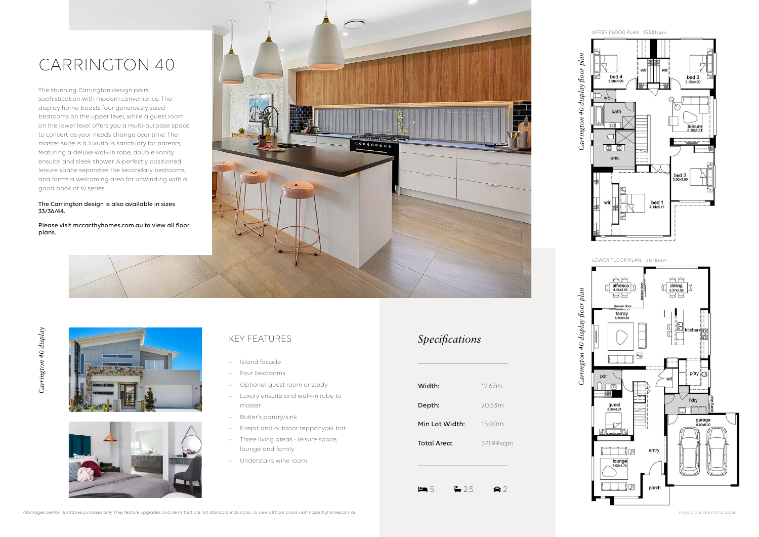# CARRINGTON 40

The stunning Carrington design pairs sophistication with modern convenience. The display home boasts four generously sized bedrooms on the upper level, while a guest room on the lower level offers you a multi-purpose space to convert as your needs change over time. The master suite is a luxurious sanctuary for parents, featuring a deluxe walk-in robe, double vanity ensuite, and sleek shower. A perfectly positioned leisure space separates the secondary bedrooms, and forms a welcoming area for unwinding with a good book or tv series.

**The Carrington design is also available in sizes 33/36/44.**

**Please visit mccarthyhomes.com.au to view all floor plans.**

*Carrington 40 display*

## KEY FEATURES

- Island facade
- Four bedrooms
- Optional guest room or study
- Luxury ensuite and walk-in robe to master
- Butler's pantry/sink
- Firepit and outdoor teppanyaki bar
- Three living areas - leisure space, lounge and family
- Understairs wine room

## *Specifications*

| | |
|---|---|
| Width: | 12.67m |
| Depth: | 20.53m |
| Min Lot Width: | 15.00m |
| Total Area: | 371.99sqm |

5 | 2.5 | 2

UPPER FLOOR PLAN 153.81sq.m.

*Carrington 40 display floor plan*

bed 4 3.58x4.00, wir, wir, bed 3 3.58x4.00, wc, bath, leisure 5.16x4.51, ens., bed 2 3.50x3.59, wir, bed 1 4.14x5.17

LOWER FLOOR PLAN 218.18sq.m.

*Carrington 40 display floor plan*

alfresco 4.46x3.56, stacker door, dining 5.37x3.56, stacker door, family 6.60x4.83, kitchen, pdr, wil, p'try, l'dry, sliding door, guest 3.39x3.21, garage 6.00x6.00, entry, lounge 4.02x4.75, porch

All images are for illustrative purposes only. They feature upgrades and items that are not standard inclusions. To view all floor plans visit mccarthyhomes.com.au

Floor plans are not to scale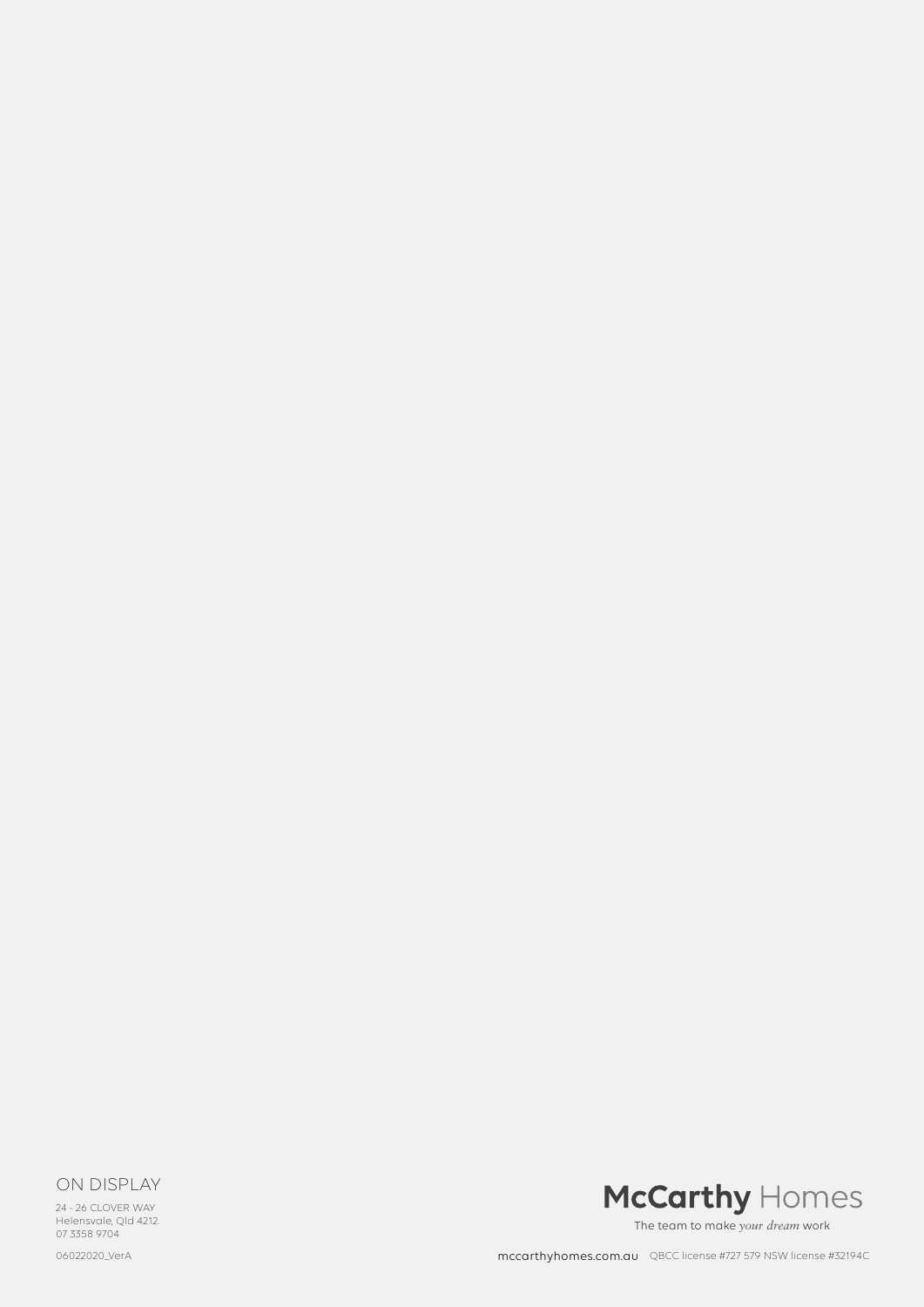ON DISPLAY

24 - 26 CLOVER WAY
Helensvale, Qld 4212.
07 3358 9704

06022020_VerA

**McCarthy** Homes

The team to make *your dream* work

mccarthyhomes.com.au QBCC license #727 579 NSW license #32194C